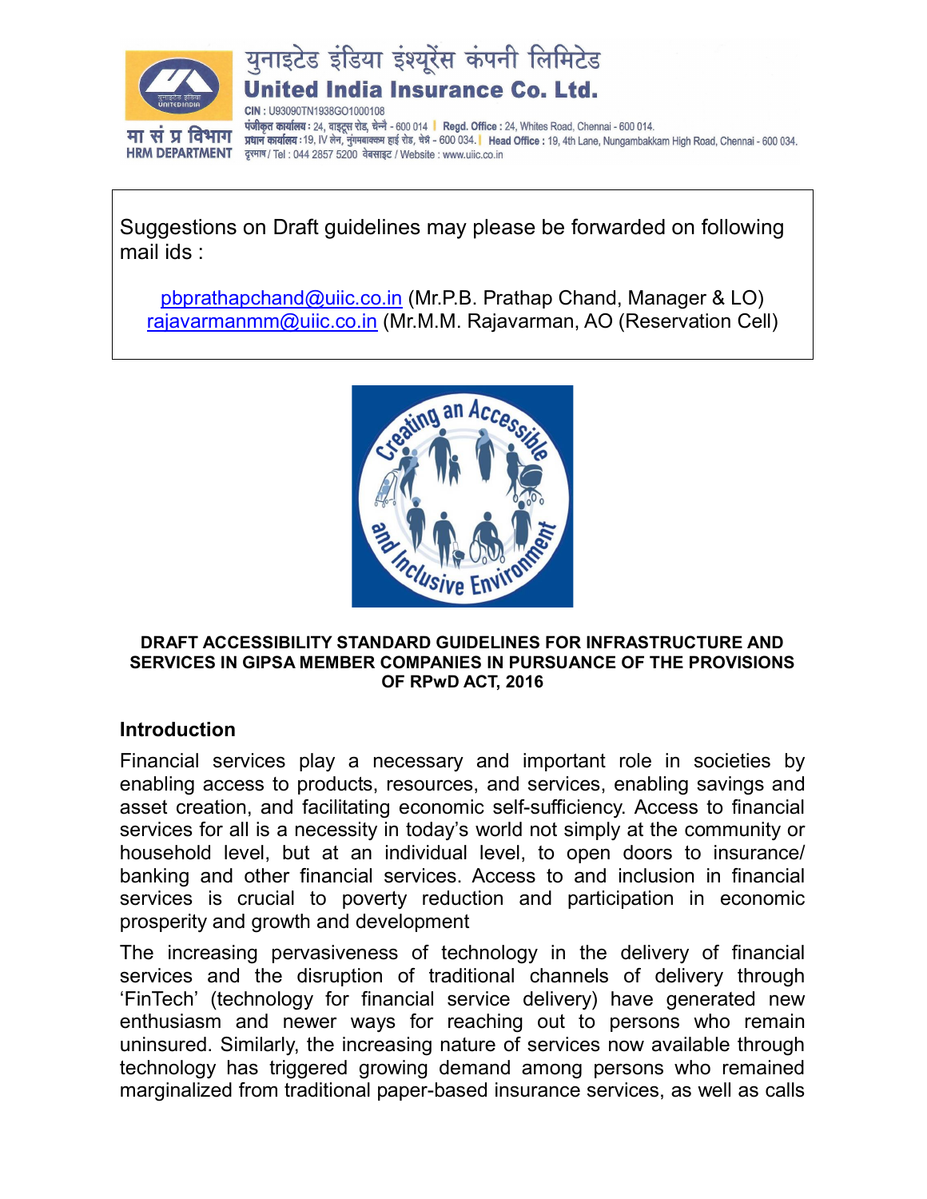युनाइटेड इंडिया इंश्योरेंस कंपनी लिमिटेड

**United India Insurance Co. Ltd.**

CIN : U93090TN1938GO1000108

पंजीकृत कार्यालय : 24, वाइट्स रोड, चेन्नै - 600 014 | Regd. Office : 24, Whites Road, Chennai - 600 014.

प्रधान कार्यालय : 19, IV लेन, नुंगमबाक्कम हाई रोड, चेन्नै - 600 034. | Head Office : 19, 4th Lane, Nungambakkam High Road, Chennai - 600 034.

दूरभाष / Tel : 044 2857 5200 वेबसाइट / Website : www.uiic.co.in

मा सं प्र विभाग
HRM DEPARTMENT

Suggestions on Draft guidelines may please be forwarded on following mail ids :

pbprathapchand@uiic.co.in (Mr.P.B. Prathap Chand, Manager & LO)
rajavarmanmm@uiic.co.in (Mr.M.M. Rajavarman, AO (Reservation Cell)

Creating an Accessible and Inclusive Environment

**DRAFT ACCESSIBILITY STANDARD GUIDELINES FOR INFRASTRUCTURE AND SERVICES IN GIPSA MEMBER COMPANIES IN PURSUANCE OF THE PROVISIONS OF RPwD ACT, 2016**

## Introduction

Financial services play a necessary and important role in societies by enabling access to products, resources, and services, enabling savings and asset creation, and facilitating economic self-sufficiency. Access to financial services for all is a necessity in today's world not simply at the community or household level, but at an individual level, to open doors to insurance/ banking and other financial services. Access to and inclusion in financial services is crucial to poverty reduction and participation in economic prosperity and growth and development

The increasing pervasiveness of technology in the delivery of financial services and the disruption of traditional channels of delivery through 'FinTech' (technology for financial service delivery) have generated new enthusiasm and newer ways for reaching out to persons who remain uninsured. Similarly, the increasing nature of services now available through technology has triggered growing demand among persons who remained marginalized from traditional paper-based insurance services, as well as calls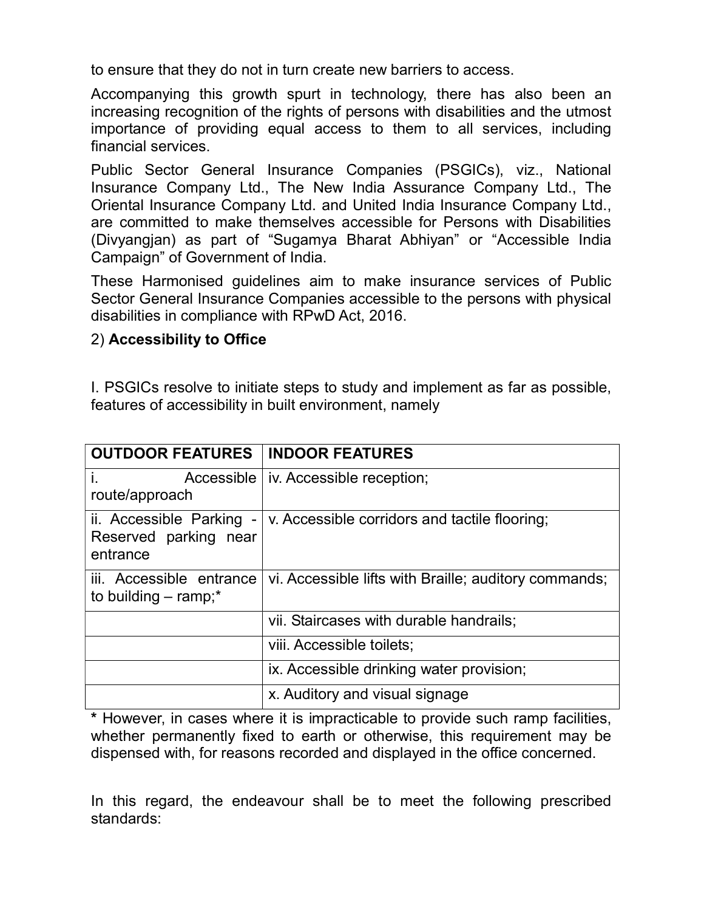to ensure that they do not in turn create new barriers to access.

Accompanying this growth spurt in technology, there has also been an increasing recognition of the rights of persons with disabilities and the utmost importance of providing equal access to them to all services, including financial services.

Public Sector General Insurance Companies (PSGICs), viz., National Insurance Company Ltd., The New India Assurance Company Ltd., The Oriental Insurance Company Ltd. and United India Insurance Company Ltd., are committed to make themselves accessible for Persons with Disabilities (Divyangjan) as part of "Sugamya Bharat Abhiyan" or "Accessible India Campaign" of Government of India.

These Harmonised guidelines aim to make insurance services of Public Sector General Insurance Companies accessible to the persons with physical disabilities in compliance with RPwD Act, 2016.

2) **Accessibility to Office**

I. PSGICs resolve to initiate steps to study and implement as far as possible, features of accessibility in built environment, namely

| OUTDOOR FEATURES | INDOOR FEATURES |
| --- | --- |
| i. Accessible route/approach | iv. Accessible reception; |
| ii. Accessible Parking - Reserved parking near entrance | v. Accessible corridors and tactile flooring; |
| iii. Accessible entrance to building – ramp;* | vi. Accessible lifts with Braille; auditory commands; |
| | vii. Staircases with durable handrails; |
| | viii. Accessible toilets; |
| | ix. Accessible drinking water provision; |
| | x. Auditory and visual signage |

**\*** However, in cases where it is impracticable to provide such ramp facilities, whether permanently fixed to earth or otherwise, this requirement may be dispensed with, for reasons recorded and displayed in the office concerned.

In this regard, the endeavour shall be to meet the following prescribed standards: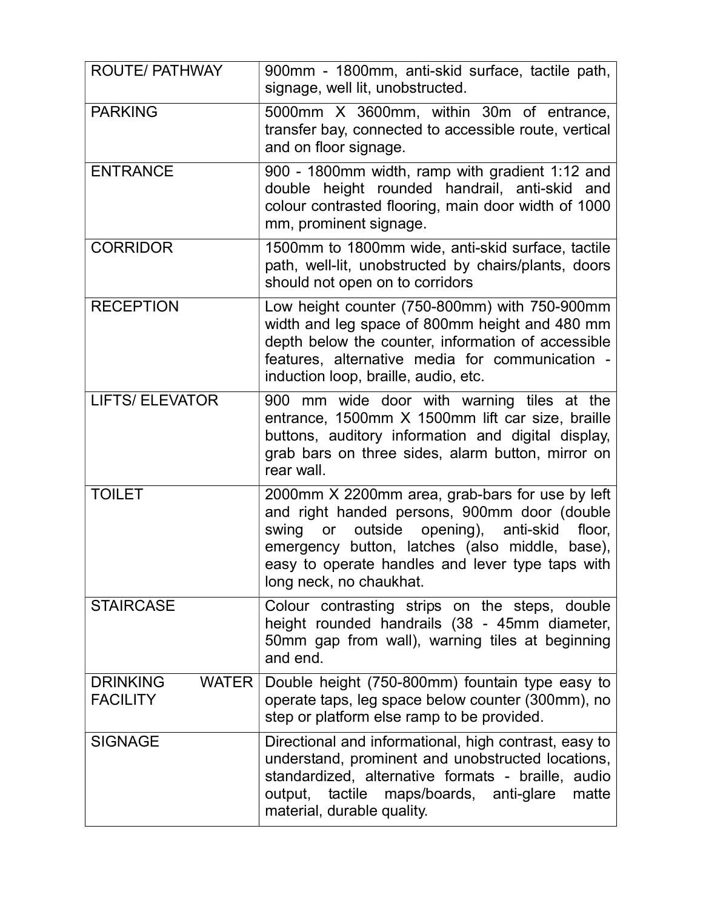| ROUTE/ PATHWAY | 900mm - 1800mm, anti-skid surface, tactile path, signage, well lit, unobstructed. |
| --- | --- |
| PARKING | 5000mm X 3600mm, within 30m of entrance, transfer bay, connected to accessible route, vertical and on floor signage. |
| ENTRANCE | 900 - 1800mm width, ramp with gradient 1:12 and double height rounded handrail, anti-skid and colour contrasted flooring, main door width of 1000 mm, prominent signage. |
| CORRIDOR | 1500mm to 1800mm wide, anti-skid surface, tactile path, well-lit, unobstructed by chairs/plants, doors should not open on to corridors |
| RECEPTION | Low height counter (750-800mm) with 750-900mm width and leg space of 800mm height and 480 mm depth below the counter, information of accessible features, alternative media for communication - induction loop, braille, audio, etc. |
| LIFTS/ ELEVATOR | 900 mm wide door with warning tiles at the entrance, 1500mm X 1500mm lift car size, braille buttons, auditory information and digital display, grab bars on three sides, alarm button, mirror on rear wall. |
| TOILET | 2000mm X 2200mm area, grab-bars for use by left and right handed persons, 900mm door (double swing or outside opening), anti-skid floor, emergency button, latches (also middle, base), easy to operate handles and lever type taps with long neck, no chaukhat. |
| STAIRCASE | Colour contrasting strips on the steps, double height rounded handrails (38 - 45mm diameter, 50mm gap from wall), warning tiles at beginning and end. |
| DRINKING WATER FACILITY | Double height (750-800mm) fountain type easy to operate taps, leg space below counter (300mm), no step or platform else ramp to be provided. |
| SIGNAGE | Directional and informational, high contrast, easy to understand, prominent and unobstructed locations, standardized, alternative formats - braille, audio output, tactile maps/boards, anti-glare matte material, durable quality. |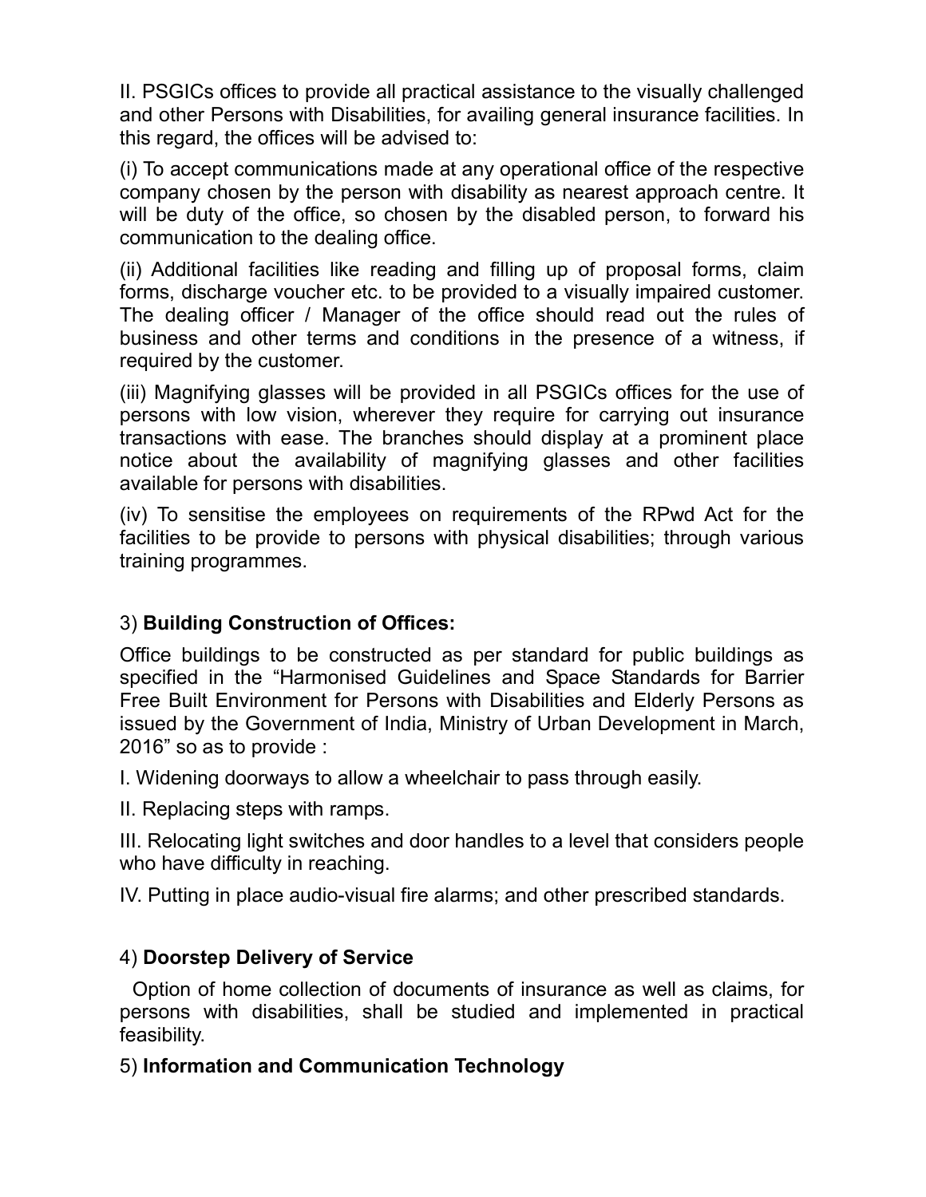II. PSGICs offices to provide all practical assistance to the visually challenged and other Persons with Disabilities, for availing general insurance facilities. In this regard, the offices will be advised to:

(i) To accept communications made at any operational office of the respective company chosen by the person with disability as nearest approach centre. It will be duty of the office, so chosen by the disabled person, to forward his communication to the dealing office.

(ii) Additional facilities like reading and filling up of proposal forms, claim forms, discharge voucher etc. to be provided to a visually impaired customer. The dealing officer / Manager of the office should read out the rules of business and other terms and conditions in the presence of a witness, if required by the customer.

(iii) Magnifying glasses will be provided in all PSGICs offices for the use of persons with low vision, wherever they require for carrying out insurance transactions with ease. The branches should display at a prominent place notice about the availability of magnifying glasses and other facilities available for persons with disabilities.

(iv) To sensitise the employees on requirements of the RPwd Act for the facilities to be provide to persons with physical disabilities; through various training programmes.

3) **Building Construction of Offices:**

Office buildings to be constructed as per standard for public buildings as specified in the "Harmonised Guidelines and Space Standards for Barrier Free Built Environment for Persons with Disabilities and Elderly Persons as issued by the Government of India, Ministry of Urban Development in March, 2016" so as to provide :

I. Widening doorways to allow a wheelchair to pass through easily.

II. Replacing steps with ramps.

III. Relocating light switches and door handles to a level that considers people who have difficulty in reaching.

IV. Putting in place audio-visual fire alarms; and other prescribed standards.

4) **Doorstep Delivery of Service**

Option of home collection of documents of insurance as well as claims, for persons with disabilities, shall be studied and implemented in practical feasibility.

5) **Information and Communication Technology**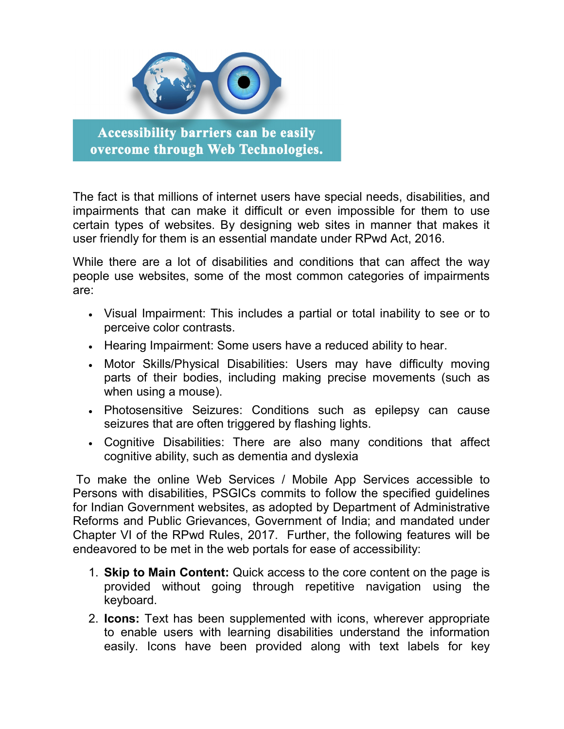Accessibility barriers can be easily overcome through Web Technologies.

The fact is that millions of internet users have special needs, disabilities, and impairments that can make it difficult or even impossible for them to use certain types of websites. By designing web sites in manner that makes it user friendly for them is an essential mandate under RPwd Act, 2016.

While there are a lot of disabilities and conditions that can affect the way people use websites, some of the most common categories of impairments are:

- Visual Impairment: This includes a partial or total inability to see or to perceive color contrasts.
- Hearing Impairment: Some users have a reduced ability to hear.
- Motor Skills/Physical Disabilities: Users may have difficulty moving parts of their bodies, including making precise movements (such as when using a mouse).
- Photosensitive Seizures: Conditions such as epilepsy can cause seizures that are often triggered by flashing lights.
- Cognitive Disabilities: There are also many conditions that affect cognitive ability, such as dementia and dyslexia

To make the online Web Services / Mobile App Services accessible to Persons with disabilities, PSGICs commits to follow the specified guidelines for Indian Government websites, as adopted by Department of Administrative Reforms and Public Grievances, Government of India; and mandated under Chapter VI of the RPwd Rules, 2017. Further, the following features will be endeavored to be met in the web portals for ease of accessibility:

1. **Skip to Main Content:** Quick access to the core content on the page is provided without going through repetitive navigation using the keyboard.
2. **Icons:** Text has been supplemented with icons, wherever appropriate to enable users with learning disabilities understand the information easily. Icons have been provided along with text labels for key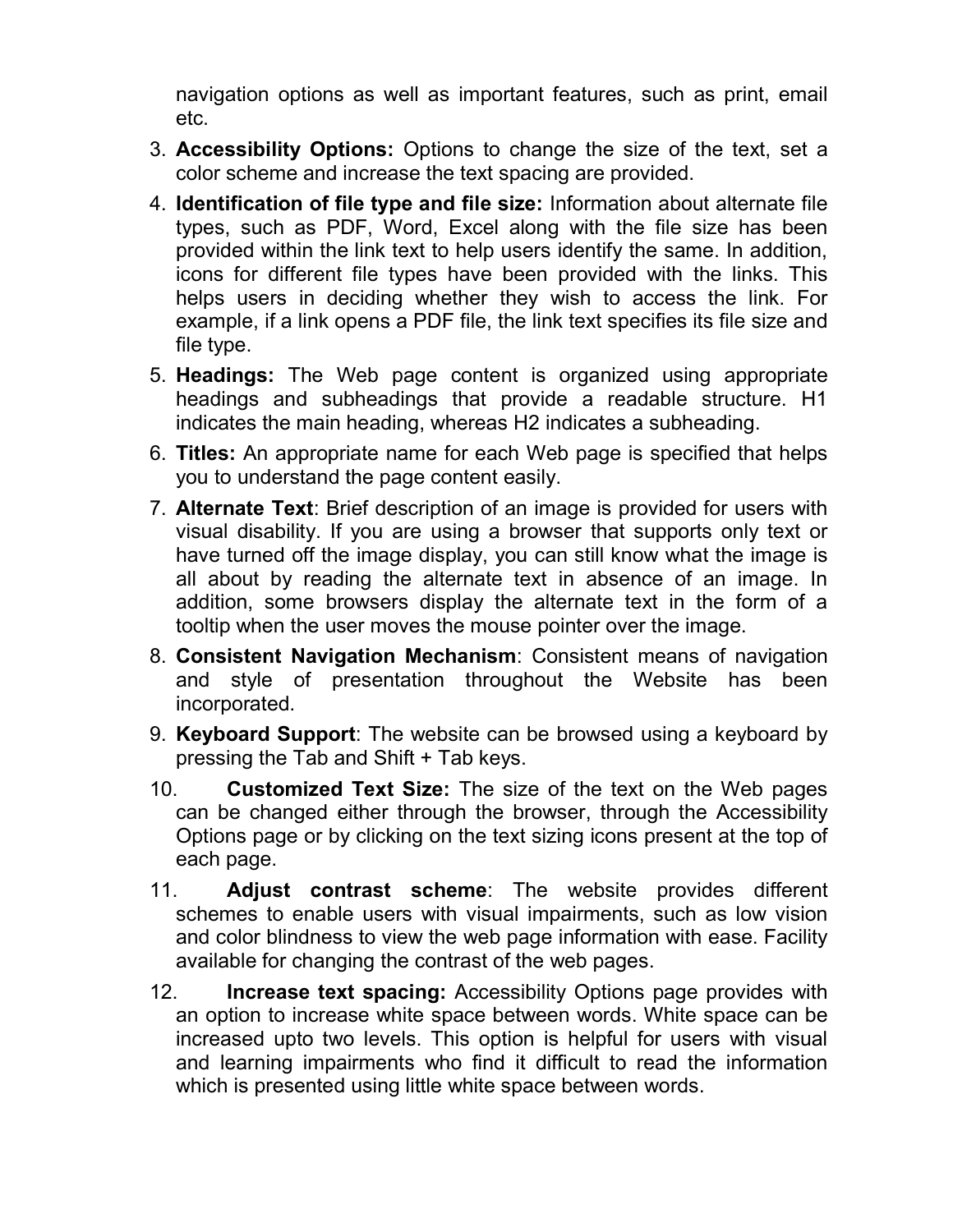navigation options as well as important features, such as print, email etc.

3. **Accessibility Options:** Options to change the size of the text, set a color scheme and increase the text spacing are provided.
4. **Identification of file type and file size:** Information about alternate file types, such as PDF, Word, Excel along with the file size has been provided within the link text to help users identify the same. In addition, icons for different file types have been provided with the links. This helps users in deciding whether they wish to access the link. For example, if a link opens a PDF file, the link text specifies its file size and file type.
5. **Headings:** The Web page content is organized using appropriate headings and subheadings that provide a readable structure. H1 indicates the main heading, whereas H2 indicates a subheading.
6. **Titles:** An appropriate name for each Web page is specified that helps you to understand the page content easily.
7. **Alternate Text**: Brief description of an image is provided for users with visual disability. If you are using a browser that supports only text or have turned off the image display, you can still know what the image is all about by reading the alternate text in absence of an image. In addition, some browsers display the alternate text in the form of a tooltip when the user moves the mouse pointer over the image.
8. **Consistent Navigation Mechanism**: Consistent means of navigation and style of presentation throughout the Website has been incorporated.
9. **Keyboard Support**: The website can be browsed using a keyboard by pressing the Tab and Shift + Tab keys.
10. **Customized Text Size:** The size of the text on the Web pages can be changed either through the browser, through the Accessibility Options page or by clicking on the text sizing icons present at the top of each page.
11. **Adjust contrast scheme**: The website provides different schemes to enable users with visual impairments, such as low vision and color blindness to view the web page information with ease. Facility available for changing the contrast of the web pages.
12. **Increase text spacing:** Accessibility Options page provides with an option to increase white space between words. White space can be increased upto two levels. This option is helpful for users with visual and learning impairments who find it difficult to read the information which is presented using little white space between words.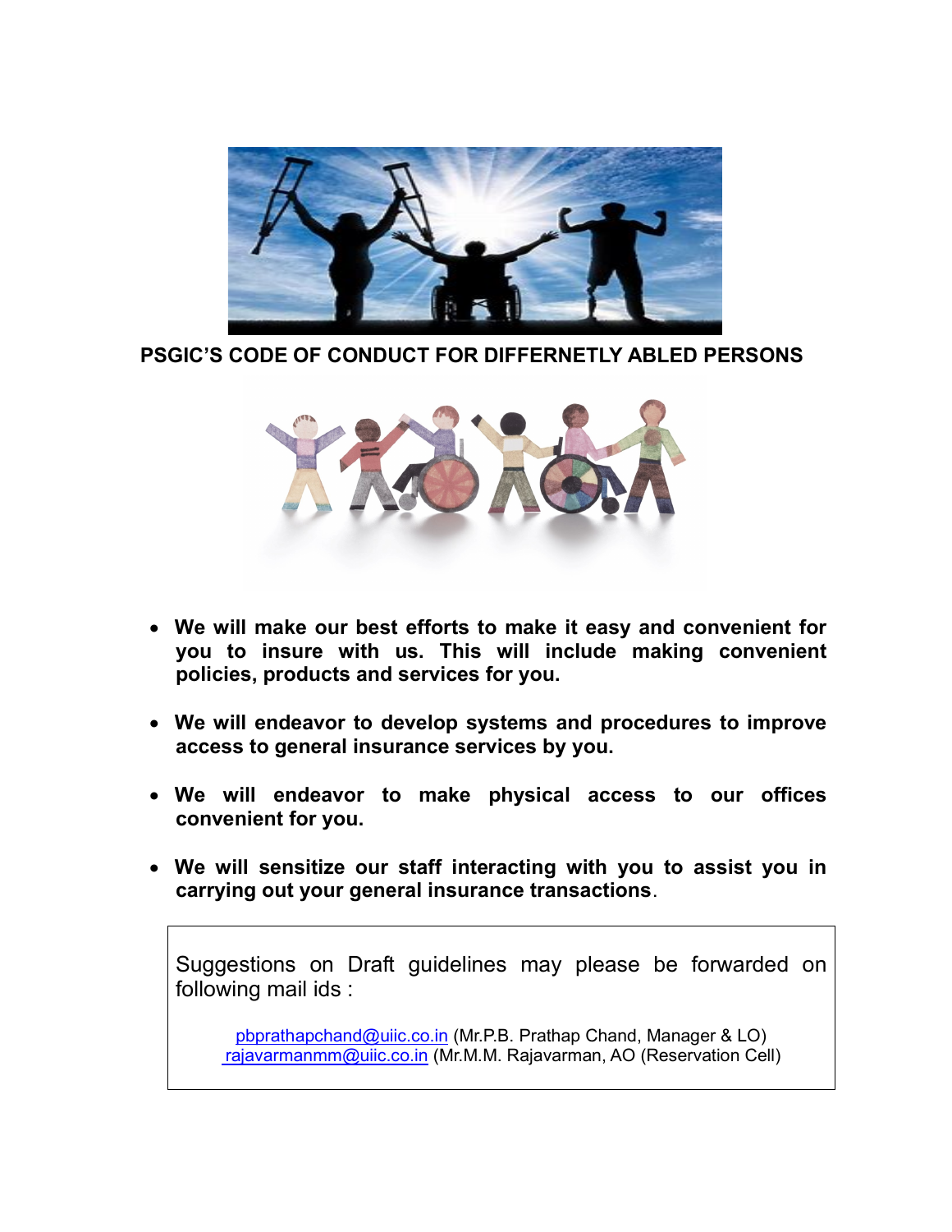# PSGIC'S CODE OF CONDUCT FOR DIFFERNETLY ABLED PERSONS

- **We will make our best efforts to make it easy and convenient for you to insure with us. This will include making convenient policies, products and services for you.**

- **We will endeavor to develop systems and procedures to improve access to general insurance services by you.**

- **We will endeavor to make physical access to our offices convenient for you.**

- **We will sensitize our staff interacting with you to assist you in carrying out your general insurance transactions**.

Suggestions on Draft guidelines may please be forwarded on following mail ids :

pbprathapchand@uiic.co.in (Mr.P.B. Prathap Chand, Manager & LO)
rajavarmanmm@uiic.co.in (Mr.M.M. Rajavarman, AO (Reservation Cell)